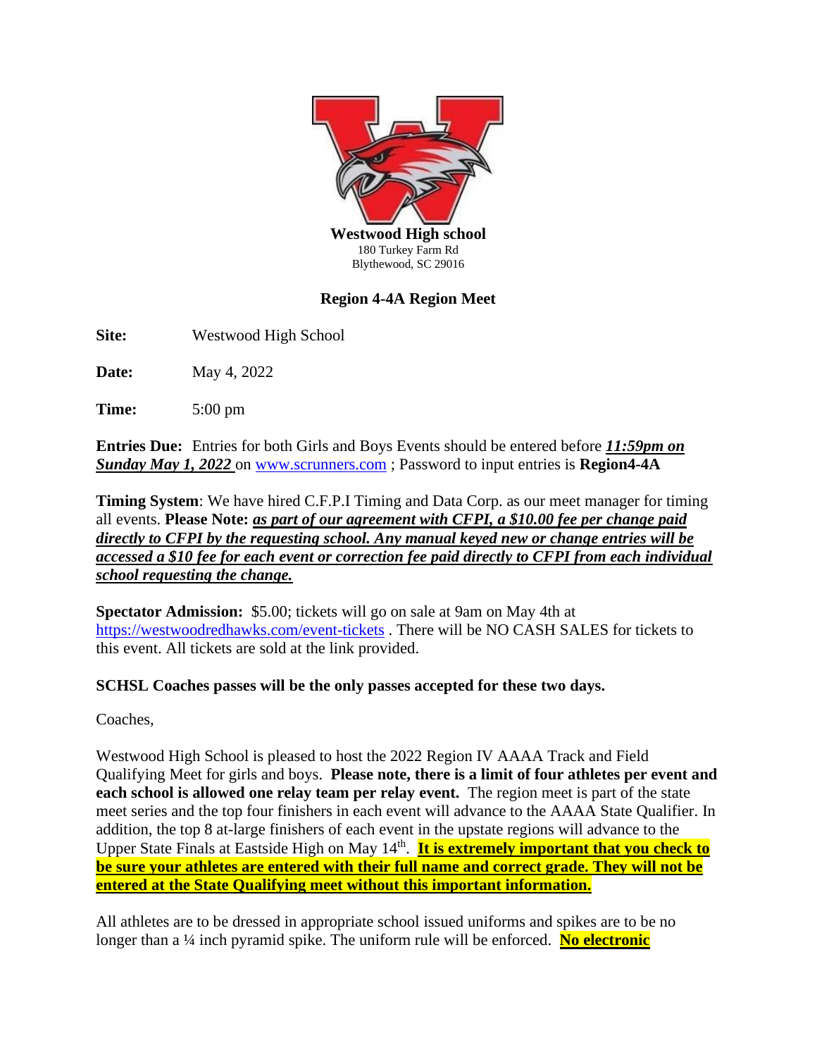**Westwood High school**
180 Turkey Farm Rd
Blythewood, SC 29016

**Region 4-4A Region Meet**

**Site:** Westwood High School

**Date:** May 4, 2022

**Time:** 5:00 pm

**Entries Due:** Entries for both Girls and Boys Events should be entered before ***11:59pm on Sunday May 1, 2022*** on www.scrunners.com ; Password to input entries is **Region4-4A**

**Timing System**: We have hired C.F.P.I Timing and Data Corp. as our meet manager for timing all events. **Please Note:** ***as part of our agreement with CFPI, a $10.00 fee per change paid directly to CFPI by the requesting school. Any manual keyed new or change entries will be accessed a $10 fee for each event or correction fee paid directly to CFPI from each individual school requesting the change.***

**Spectator Admission:** $5.00; tickets will go on sale at 9am on May 4th at https://westwoodredhawks.com/event-tickets . There will be NO CASH SALES for tickets to this event. All tickets are sold at the link provided.

**SCHSL Coaches passes will be the only passes accepted for these two days.**

Coaches,

Westwood High School is pleased to host the 2022 Region IV AAAA Track and Field Qualifying Meet for girls and boys. **Please note, there is a limit of four athletes per event and each school is allowed one relay team per relay event.** The region meet is part of the state meet series and the top four finishers in each event will advance to the AAAA State Qualifier. In addition, the top 8 at-large finishers of each event in the upstate regions will advance to the Upper State Finals at Eastside High on May 14th. **It is extremely important that you check to be sure your athletes are entered with their full name and correct grade. They will not be entered at the State Qualifying meet without this important information.**

All athletes are to be dressed in appropriate school issued uniforms and spikes are to be no longer than a ¼ inch pyramid spike. The uniform rule will be enforced. **No electronic**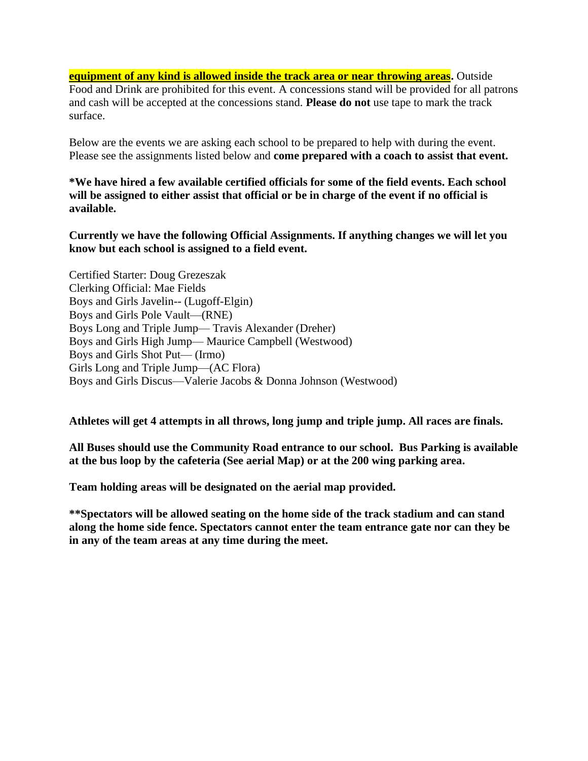**equipment of any kind is allowed inside the track area or near throwing areas.** Outside Food and Drink are prohibited for this event. A concessions stand will be provided for all patrons and cash will be accepted at the concessions stand. **Please do not** use tape to mark the track surface.

Below are the events we are asking each school to be prepared to help with during the event. Please see the assignments listed below and **come prepared with a coach to assist that event.**

**\*We have hired a few available certified officials for some of the field events. Each school will be assigned to either assist that official or be in charge of the event if no official is available.**

**Currently we have the following Official Assignments. If anything changes we will let you know but each school is assigned to a field event.**

Certified Starter: Doug Grezeszak
Clerking Official: Mae Fields
Boys and Girls Javelin-- (Lugoff-Elgin)
Boys and Girls Pole Vault—(RNE)
Boys Long and Triple Jump— Travis Alexander (Dreher)
Boys and Girls High Jump— Maurice Campbell (Westwood)
Boys and Girls Shot Put— (Irmo)
Girls Long and Triple Jump—(AC Flora)
Boys and Girls Discus—Valerie Jacobs & Donna Johnson (Westwood)

**Athletes will get 4 attempts in all throws, long jump and triple jump. All races are finals.**

**All Buses should use the Community Road entrance to our school. Bus Parking is available at the bus loop by the cafeteria (See aerial Map) or at the 200 wing parking area.**

**Team holding areas will be designated on the aerial map provided.**

**\*\*Spectators will be allowed seating on the home side of the track stadium and can stand along the home side fence. Spectators cannot enter the team entrance gate nor can they be in any of the team areas at any time during the meet.**